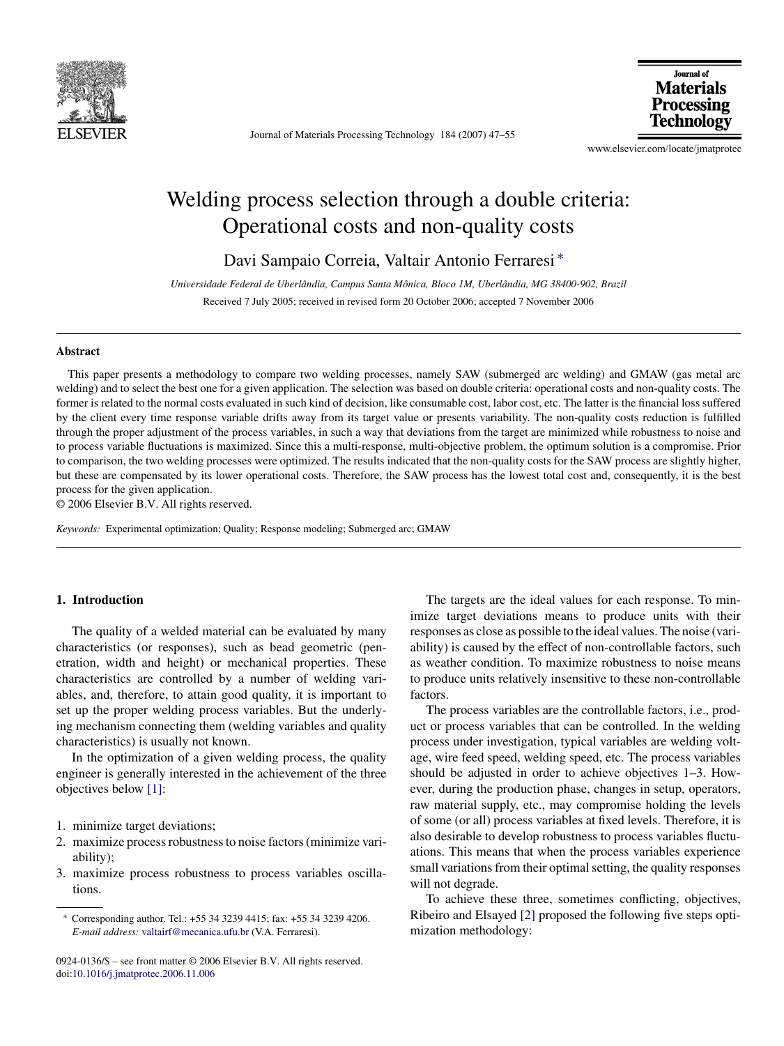# Welding process selection through a double criteria: Operational costs and non-quality costs

Davi Sampaio Correia, Valtair Antonio Ferraresi *

*Universidade Federal de Uberlândia, Campus Santa Mônica, Bloco 1M, Uberlândia, MG 38400-902, Brazil*

Received 7 July 2005; received in revised form 20 October 2006; accepted 7 November 2006

## Abstract

This paper presents a methodology to compare two welding processes, namely SAW (submerged arc welding) and GMAW (gas metal arc welding) and to select the best one for a given application. The selection was based on double criteria: operational costs and non-quality costs. The former is related to the normal costs evaluated in such kind of decision, like consumable cost, labor cost, etc. The latter is the financial loss suffered by the client every time response variable drifts away from its target value or presents variability. The non-quality costs reduction is fulfilled through the proper adjustment of the process variables, in such a way that deviations from the target are minimized while robustness to noise and to process variable fluctuations is maximized. Since this a multi-response, multi-objective problem, the optimum solution is a compromise. Prior to comparison, the two welding processes were optimized. The results indicated that the non-quality costs for the SAW process are slightly higher, but these are compensated by its lower operational costs. Therefore, the SAW process has the lowest total cost and, consequently, it is the best process for the given application.

© 2006 Elsevier B.V. All rights reserved.

*Keywords:* Experimental optimization; Quality; Response modeling; Submerged arc; GMAW

## 1. Introduction

The quality of a welded material can be evaluated by many characteristics (or responses), such as bead geometric (penetration, width and height) or mechanical properties. These characteristics are controlled by a number of welding variables, and, therefore, to attain good quality, it is important to set up the proper welding process variables. But the underlying mechanism connecting them (welding variables and quality characteristics) is usually not known.

In the optimization of a given welding process, the quality engineer is generally interested in the achievement of the three objectives below [1]:

1. minimize target deviations;
2. maximize process robustness to noise factors (minimize variability);
3. maximize process robustness to process variables oscillations.

The targets are the ideal values for each response. To minimize target deviations means to produce units with their responses as close as possible to the ideal values. The noise (variability) is caused by the effect of non-controllable factors, such as weather condition. To maximize robustness to noise means to produce units relatively insensitive to these non-controllable factors.

The process variables are the controllable factors, i.e., product or process variables that can be controlled. In the welding process under investigation, typical variables are welding voltage, wire feed speed, welding speed, etc. The process variables should be adjusted in order to achieve objectives 1–3. However, during the production phase, changes in setup, operators, raw material supply, etc., may compromise holding the levels of some (or all) process variables at fixed levels. Therefore, it is also desirable to develop robustness to process variables fluctuations. This means that when the process variables experience small variations from their optimal setting, the quality responses will not degrade.

To achieve these three, sometimes conflicting, objectives, Ribeiro and Elsayed [2] proposed the following five steps optimization methodology:

* Corresponding author. Tel.: +55 34 3239 4415; fax: +55 34 3239 4206. *E-mail address:* valtairf@mecanica.ufu.br (V.A. Ferraresi).

0924-0136/$ – see front matter © 2006 Elsevier B.V. All rights reserved.
doi:10.1016/j.jmatprotec.2006.11.006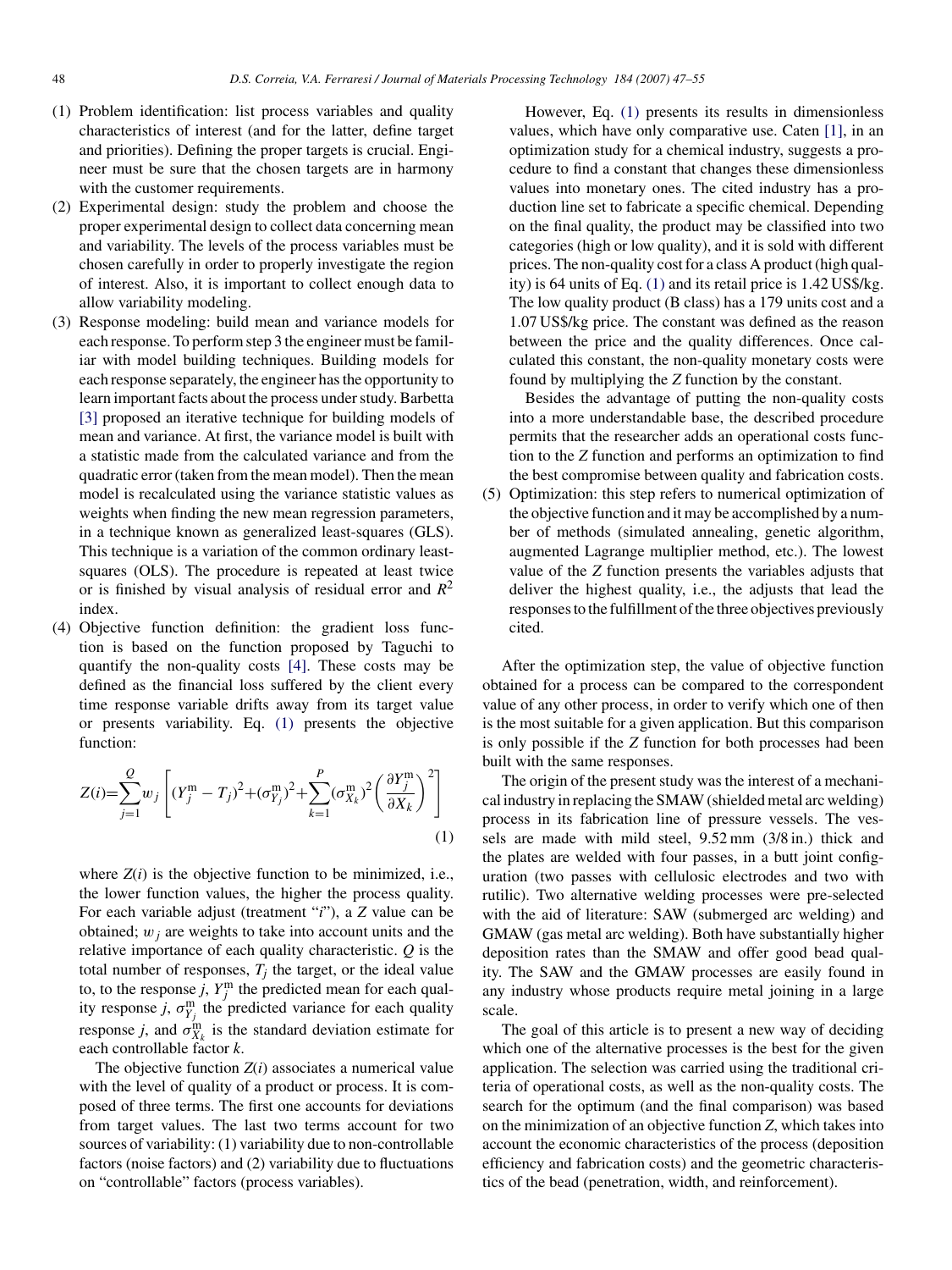(1) Problem identification: list process variables and quality characteristics of interest (and for the latter, define target and priorities). Defining the proper targets is crucial. Engineer must be sure that the chosen targets are in harmony with the customer requirements.

(2) Experimental design: study the problem and choose the proper experimental design to collect data concerning mean and variability. The levels of the process variables must be chosen carefully in order to properly investigate the region of interest. Also, it is important to collect enough data to allow variability modeling.

(3) Response modeling: build mean and variance models for each response. To perform step 3 the engineer must be familiar with model building techniques. Building models for each response separately, the engineer has the opportunity to learn important facts about the process under study. Barbetta [3] proposed an iterative technique for building models of mean and variance. At first, the variance model is built with a statistic made from the calculated variance and from the quadratic error (taken from the mean model). Then the mean model is recalculated using the variance statistic values as weights when finding the new mean regression parameters, in a technique known as generalized least-squares (GLS). This technique is a variation of the common ordinary least-squares (OLS). The procedure is repeated at least twice or is finished by visual analysis of residual error and $R^2$ index.

(4) Objective function definition: the gradient loss function is based on the function proposed by Taguchi to quantify the non-quality costs [4]. These costs may be defined as the financial loss suffered by the client every time response variable drifts away from its target value or presents variability. Eq. (1) presents the objective function:

$$Z(i)=\sum_{j=1}^{Q} w_j \left[ (Y_j^{\mathrm{m}} - T_j)^2 + (\sigma_{Y_j}^{\mathrm{m}})^2 + \sum_{k=1}^{P} (\sigma_{X_k}^{\mathrm{m}})^2 \left( \frac{\partial Y_j^{\mathrm{m}}}{\partial X_k} \right)^2 \right] \quad (1)$$

where $Z(i)$ is the objective function to be minimized, i.e., the lower function values, the higher the process quality. For each variable adjust (treatment "$i$"), a $Z$ value can be obtained; $w_j$ are weights to take into account units and the relative importance of each quality characteristic. $Q$ is the total number of responses, $T_j$ the target, or the ideal value to, to the response $j$, $Y_j^{\mathrm{m}}$ the predicted mean for each quality response $j$, $\sigma_{Y_j}^{\mathrm{m}}$ the predicted variance for each quality response $j$, and $\sigma_{X_k}^{\mathrm{m}}$ is the standard deviation estimate for each controllable factor $k$.

The objective function $Z(i)$ associates a numerical value with the level of quality of a product or process. It is composed of three terms. The first one accounts for deviations from target values. The last two terms account for two sources of variability: (1) variability due to non-controllable factors (noise factors) and (2) variability due to fluctuations on "controllable" factors (process variables).

However, Eq. (1) presents its results in dimensionless values, which have only comparative use. Caten [1], in an optimization study for a chemical industry, suggests a procedure to find a constant that changes these dimensionless values into monetary ones. The cited industry has a production line set to fabricate a specific chemical. Depending on the final quality, the product may be classified into two categories (high or low quality), and it is sold with different prices. The non-quality cost for a class A product (high quality) is 64 units of Eq. (1) and its retail price is 1.42 US$/kg. The low quality product (B class) has a 179 units cost and a 1.07 US$/kg price. The constant was defined as the reason between the price and the quality differences. Once calculated this constant, the non-quality monetary costs were found by multiplying the $Z$ function by the constant.

Besides the advantage of putting the non-quality costs into a more understandable base, the described procedure permits that the researcher adds an operational costs function to the $Z$ function and performs an optimization to find the best compromise between quality and fabrication costs.

(5) Optimization: this step refers to numerical optimization of the objective function and it may be accomplished by a number of methods (simulated annealing, genetic algorithm, augmented Lagrange multiplier method, etc.). The lowest value of the $Z$ function presents the variables adjusts that deliver the highest quality, i.e., the adjusts that lead the responses to the fulfillment of the three objectives previously cited.

After the optimization step, the value of objective function obtained for a process can be compared to the correspondent value of any other process, in order to verify which one of then is the most suitable for a given application. But this comparison is only possible if the $Z$ function for both processes had been built with the same responses.

The origin of the present study was the interest of a mechanical industry in replacing the SMAW (shielded metal arc welding) process in its fabrication line of pressure vessels. The vessels are made with mild steel, 9.52 mm (3/8 in.) thick and the plates are welded with four passes, in a butt joint configuration (two passes with cellulosic electrodes and two with rutilic). Two alternative welding processes were pre-selected with the aid of literature: SAW (submerged arc welding) and GMAW (gas metal arc welding). Both have substantially higher deposition rates than the SMAW and offer good bead quality. The SAW and the GMAW processes are easily found in any industry whose products require metal joining in a large scale.

The goal of this article is to present a new way of deciding which one of the alternative processes is the best for the given application. The selection was carried using the traditional criteria of operational costs, as well as the non-quality costs. The search for the optimum (and the final comparison) was based on the minimization of an objective function $Z$, which takes into account the economic characteristics of the process (deposition efficiency and fabrication costs) and the geometric characteristics of the bead (penetration, width, and reinforcement).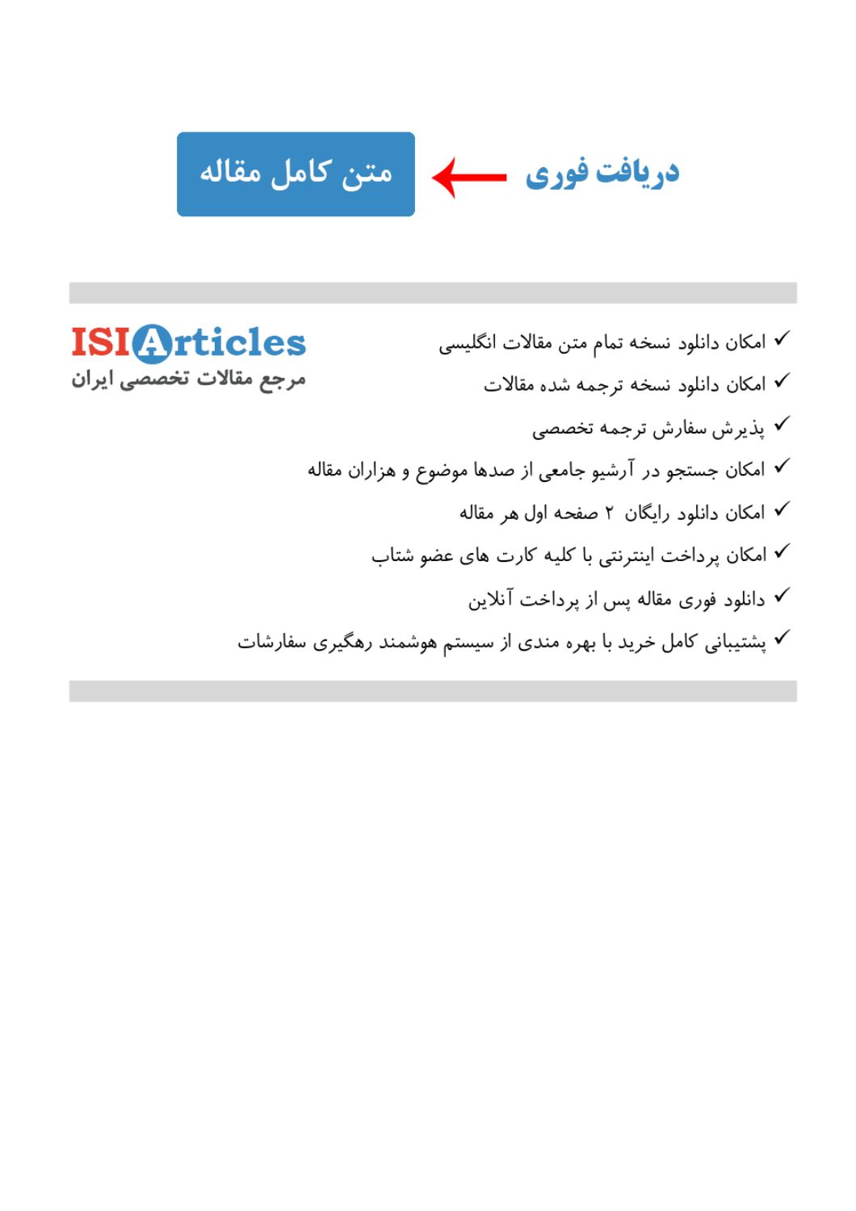دریافت فوری ← **متن کامل مقاله**

**ISIArticles**
مرجع مقالات تخصصی ایران

- ✓ امکان دانلود نسخه تمام متن مقالات انگلیسی
- ✓ امکان دانلود نسخه ترجمه شده مقالات
- ✓ پذیرش سفارش ترجمه تخصصی
- ✓ امکان جستجو در آرشیو جامعی از صدها موضوع و هزاران مقاله
- ✓ امکان دانلود رایگان ۲ صفحه اول هر مقاله
- ✓ امکان پرداخت اینترنتی با کلیه کارت های عضو شتاب
- ✓ دانلود فوری مقاله پس از پرداخت آنلاین
- ✓ پشتیبانی کامل خرید با بهره مندی از سیستم هوشمند رهگیری سفارشات